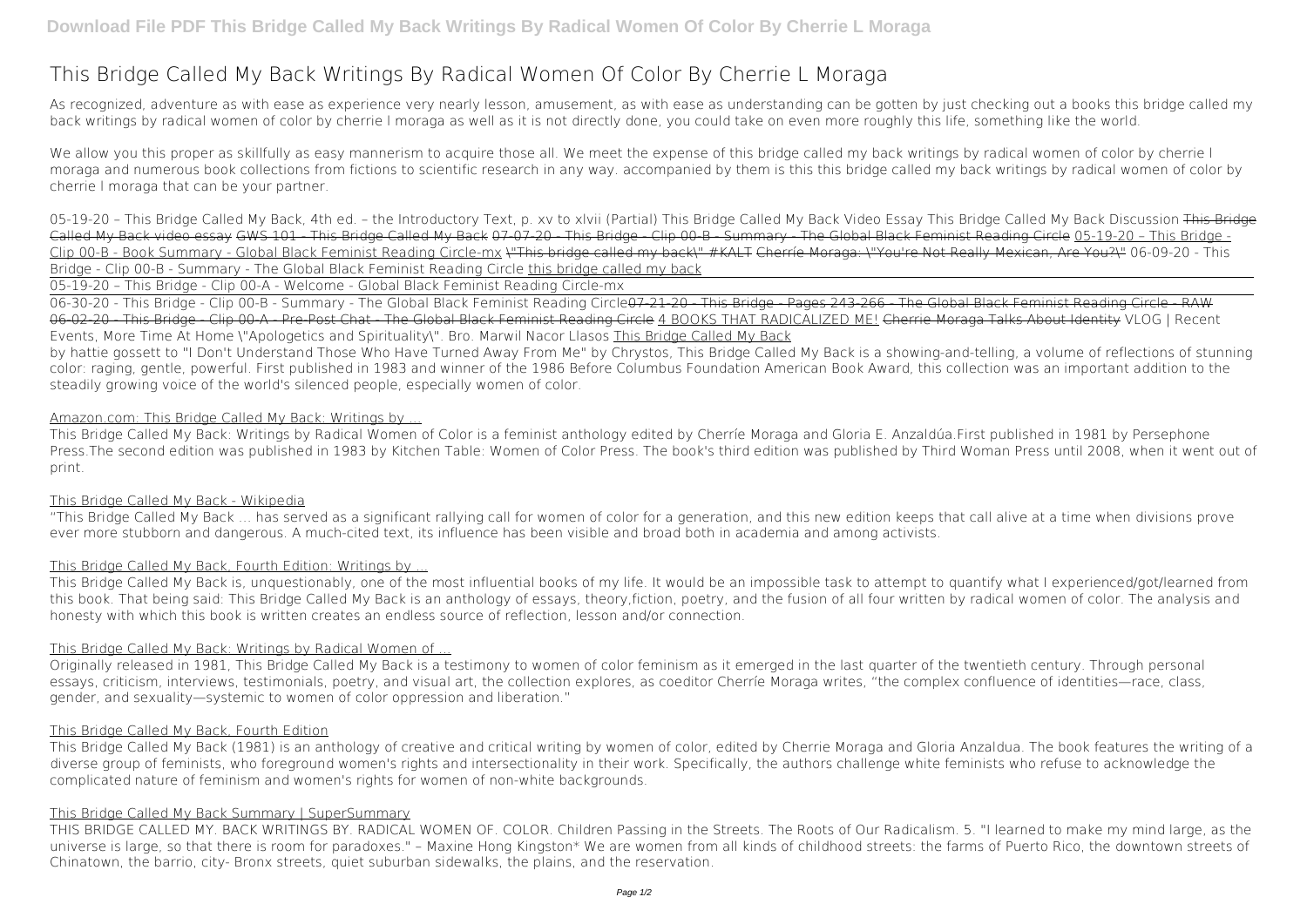# This Bridge Called My Back Writings By Radical Women Of Color By Cherrie L Moraga

As recognized, adventure as with ease as experience very nearly lesson, amusement, as with ease as understanding can be gotten by just checking out a books this bridge called my back writings by radical women of color by cherrie l moraga as well as it is not directly done, you could take on even more roughly this life, something like the world.

We allow you this proper as skillfully as easy mannerism to acquire those all. We meet the expense of this bridge called my back writings by radical women of color by cherrie l moraga and numerous book collections from fictions to scientific research in any way. accompanied by them is this this bridge called my back writings by radical women of color by cherrie l moraga that can be your partner.

*05-19-20 – This Bridge Called My Back, 4th ed. – the Introductory Text, p. xv to xlvii (Partial)* *This Bridge Called My Back Video Essay* *This Bridge Called My Back Discussion* ~~This Bridge Called My Back video essay~~ ~~GWS 101 - This Bridge Called My Back~~ ~~07-07-20 - This Bridge - Clip 00-B - Summary - The Global Black Feminist Reading Circle~~ 05-19-20 – This Bridge - Clip 00-B - Book Summary - Global Black Feminist Reading Circle-mx ~~\"This bridge called my back\" #KALT~~ ~~Cherríe Moraga: \"You're Not Really Mexican, Are You?\"~~ *06-09-20 - This Bridge - Clip 00-B - Summary - The Global Black Feminist Reading Circle* this bridge called my back

05-19-20 – This Bridge - Clip 00-A - Welcome - Global Black Feminist Reading Circle-mx

06-30-20 - This Bridge - Clip 00-B - Summary - The Global Black Feminist Reading Circle~~07-21-20 - This Bridge - Pages 243-266 - The Global Black Feminist Reading Circle - RAW~~ ~~06-02-20 - This Bridge - Clip 00-A - Pre-Post Chat - The Global Black Feminist Reading Circle~~ 4 BOOKS THAT RADICALIZED ME! ~~Cherrie Moraga Talks About Identity~~ *VLOG | Recent Events, More Time At Home \"Apologetics and Spirituality\". Bro. Marwil Nacor Llasos* This Bridge Called My Back

by hattie gossett to "I Don't Understand Those Who Have Turned Away From Me" by Chrystos, This Bridge Called My Back is a showing-and-telling, a volume of reflections of stunning color: raging, gentle, powerful. First published in 1983 and winner of the 1986 Before Columbus Foundation American Book Award, this collection was an important addition to the steadily growing voice of the world's silenced people, especially women of color.

## Amazon.com: This Bridge Called My Back: Writings by ...

This Bridge Called My Back: Writings by Radical Women of Color is a feminist anthology edited by Cherríe Moraga and Gloria E. Anzaldúa.First published in 1981 by Persephone Press.The second edition was published in 1983 by Kitchen Table: Women of Color Press. The book's third edition was published by Third Woman Press until 2008, when it went out of print.

## This Bridge Called My Back - Wikipedia

"This Bridge Called My Back ... has served as a significant rallying call for women of color for a generation, and this new edition keeps that call alive at a time when divisions prove ever more stubborn and dangerous. A much-cited text, its influence has been visible and broad both in academia and among activists.

## This Bridge Called My Back, Fourth Edition: Writings by ...

This Bridge Called My Back is, unquestionably, one of the most influential books of my life. It would be an impossible task to attempt to quantify what I experienced/got/learned from this book. That being said: This Bridge Called My Back is an anthology of essays, theory,fiction, poetry, and the fusion of all four written by radical women of color. The analysis and honesty with which this book is written creates an endless source of reflection, lesson and/or connection.

## This Bridge Called My Back: Writings by Radical Women of ...

Originally released in 1981, This Bridge Called My Back is a testimony to women of color feminism as it emerged in the last quarter of the twentieth century. Through personal essays, criticism, interviews, testimonials, poetry, and visual art, the collection explores, as coeditor Cherríe Moraga writes, "the complex confluence of identities—race, class, gender, and sexuality—systemic to women of color oppression and liberation."

## This Bridge Called My Back, Fourth Edition

This Bridge Called My Back (1981) is an anthology of creative and critical writing by women of color, edited by Cherrie Moraga and Gloria Anzaldua. The book features the writing of a diverse group of feminists, who foreground women's rights and intersectionality in their work. Specifically, the authors challenge white feminists who refuse to acknowledge the complicated nature of feminism and women's rights for women of non-white backgrounds.

## This Bridge Called My Back Summary | SuperSummary

THIS BRIDGE CALLED MY. BACK WRITINGS BY. RADICAL WOMEN OF. COLOR. Children Passing in the Streets. The Roots of Our Radicalism. 5. "I learned to make my mind large, as the universe is large, so that there is room for paradoxes." – Maxine Hong Kingston* We are women from all kinds of childhood streets: the farms of Puerto Rico, the downtown streets of Chinatown, the barrio, city- Bronx streets, quiet suburban sidewalks, the plains, and the reservation.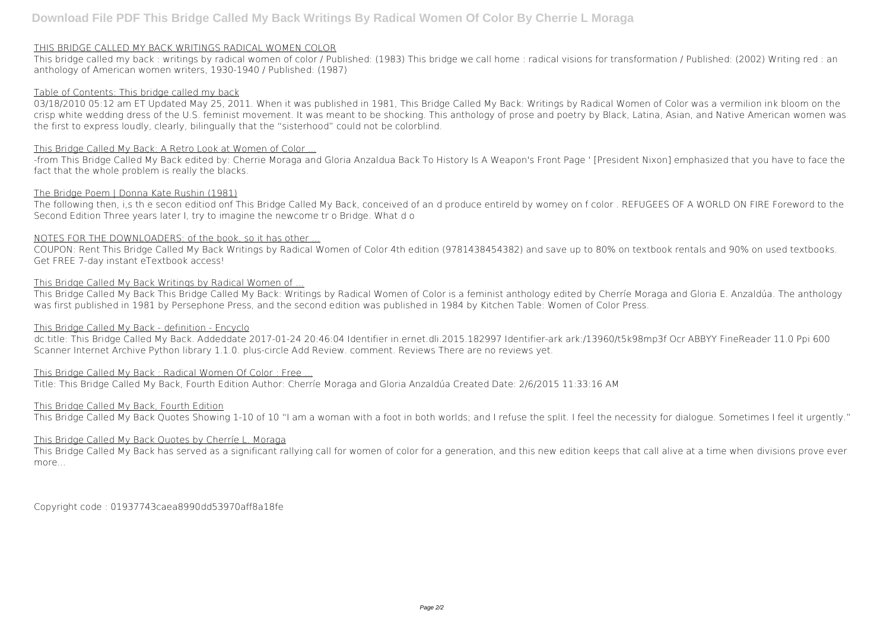### THIS BRIDGE CALLED MY BACK WRITINGS RADICAL WOMEN COLOR

This bridge called my back : writings by radical women of color / Published: (1983) This bridge we call home : radical visions for transformation / Published: (2002) Writing red : an anthology of American women writers, 1930-1940 / Published: (1987)

### Table of Contents: This bridge called my back

03/18/2010 05:12 am ET Updated May 25, 2011. When it was published in 1981, This Bridge Called My Back: Writings by Radical Women of Color was a vermilion ink bloom on the crisp white wedding dress of the U.S. feminist movement. It was meant to be shocking. This anthology of prose and poetry by Black, Latina, Asian, and Native American women was the first to express loudly, clearly, bilingually that the "sisterhood" could not be colorblind.

### This Bridge Called My Back: A Retro Look at Women of Color ...

-from This Bridge Called My Back edited by: Cherrie Moraga and Gloria Anzaldua Back To History Is A Weapon's Front Page ' [President Nixon] emphasized that you have to face the fact that the whole problem is really the blacks.

### The Bridge Poem | Donna Kate Rushin (1981)

The following then, i,s th e secon editiod onf This Bridge Called My Back, conceived of an d produce entireld by womey on f color . REFUGEES OF A WORLD ON FIRE Foreword to the Second Edition Three years later I, try to imagine the newcome tr o Bridge. What d o

### NOTES FOR THE DOWNLOADERS: of the book, so it has other ...

COUPON: Rent This Bridge Called My Back Writings by Radical Women of Color 4th edition (9781438454382) and save up to 80% on textbook rentals and 90% on used textbooks. Get FREE 7-day instant eTextbook access!

### This Bridge Called My Back Writings by Radical Women of ...

This Bridge Called My Back This Bridge Called My Back: Writings by Radical Women of Color is a feminist anthology edited by Cherríe Moraga and Gloria E. Anzaldúa. The anthology was first published in 1981 by Persephone Press, and the second edition was published in 1984 by Kitchen Table: Women of Color Press.

### This Bridge Called My Back - definition - Encyclo

dc.title: This Bridge Called My Back. Addeddate 2017-01-24 20:46:04 Identifier in.ernet.dli.2015.182997 Identifier-ark ark:/13960/t5k98mp3f Ocr ABBYY FineReader 11.0 Ppi 600 Scanner Internet Archive Python library 1.1.0. plus-circle Add Review. comment. Reviews There are no reviews yet.

### This Bridge Called My Back : Radical Women Of Color : Free ...

Title: This Bridge Called My Back, Fourth Edition Author: Cherríe Moraga and Gloria Anzaldúa Created Date: 2/6/2015 11:33:16 AM

### This Bridge Called My Back, Fourth Edition

This Bridge Called My Back Quotes Showing 1-10 of 10 "I am a woman with a foot in both worlds; and I refuse the split. I feel the necessity for dialogue. Sometimes I feel it urgently."

### This Bridge Called My Back Quotes by Cherríe L. Moraga

This Bridge Called My Back has served as a significant rallying call for women of color for a generation, and this new edition keeps that call alive at a time when divisions prove ever more...

Copyright code : 01937743caea8990dd53970aff8a18fe